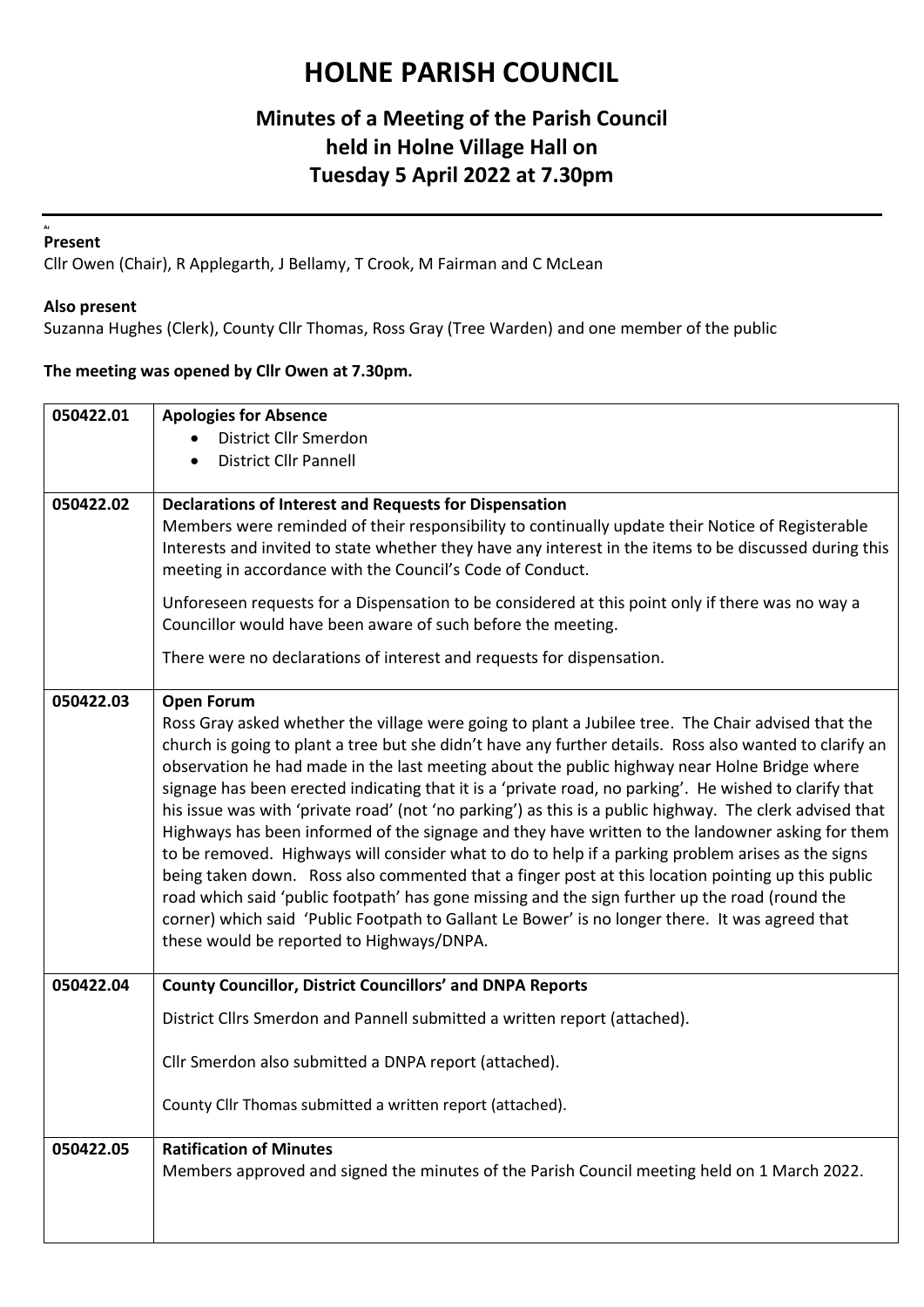# HOLNE PARISH COUNCIL

## Minutes of a Meeting of the Parish Council held in Holne Village Hall on Tuesday 5 April 2022 at 7.30pm

**Present**

Cllr Owen (Chair), R Applegarth, J Bellamy, T Crook, M Fairman and C McLean

**Also present**

Suzanna Hughes (Clerk), County Cllr Thomas, Ross Gray (Tree Warden) and one member of the public

**The meeting was opened by Cllr Owen at 7.30pm.**

| | |
|---|---|
| 050422.01 | **Apologies for Absence**<br>• District Cllr Smerdon<br>• District Cllr Pannell |
| 050422.02 | **Declarations of Interest and Requests for Dispensation**<br>Members were reminded of their responsibility to continually update their Notice of Registerable Interests and invited to state whether they have any interest in the items to be discussed during this meeting in accordance with the Council's Code of Conduct.<br><br>Unforeseen requests for a Dispensation to be considered at this point only if there was no way a Councillor would have been aware of such before the meeting.<br><br>There were no declarations of interest and requests for dispensation. |
| 050422.03 | **Open Forum**<br>Ross Gray asked whether the village were going to plant a Jubilee tree. The Chair advised that the church is going to plant a tree but she didn't have any further details. Ross also wanted to clarify an observation he had made in the last meeting about the public highway near Holne Bridge where signage has been erected indicating that it is a 'private road, no parking'. He wished to clarify that his issue was with 'private road' (not 'no parking') as this is a public highway. The clerk advised that Highways has been informed of the signage and they have written to the landowner asking for them to be removed. Highways will consider what to do to help if a parking problem arises as the signs being taken down. Ross also commented that a finger post at this location pointing up this public road which said 'public footpath' has gone missing and the sign further up the road (round the corner) which said 'Public Footpath to Gallant Le Bower' is no longer there. It was agreed that these would be reported to Highways/DNPA. |
| 050422.04 | **County Councillor, District Councillors' and DNPA Reports**<br><br>District Cllrs Smerdon and Pannell submitted a written report (attached).<br><br>Cllr Smerdon also submitted a DNPA report (attached).<br><br>County Cllr Thomas submitted a written report (attached). |
| 050422.05 | **Ratification of Minutes**<br>Members approved and signed the minutes of the Parish Council meeting held on 1 March 2022. |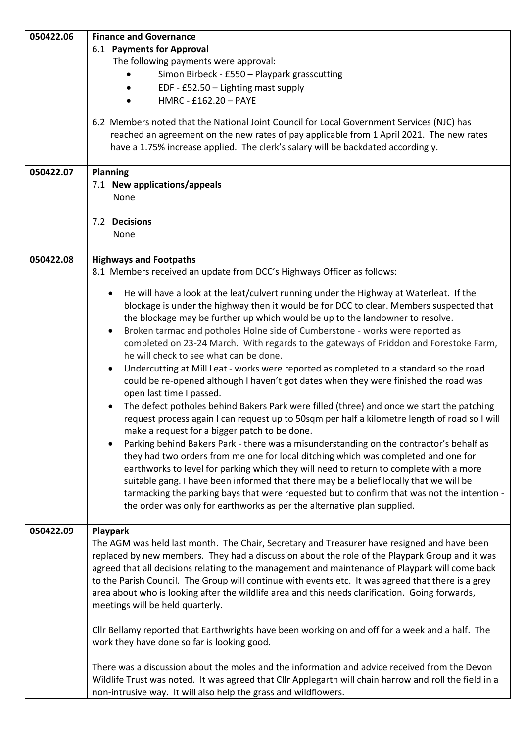| | |
|---|---|
| 050422.06 | **Finance and Governance**<br>6.1 **Payments for Approval**<br>The following payments were approval:<br>• Simon Birbeck - £550 – Playpark grasscutting<br>• EDF - £52.50 – Lighting mast supply<br>• HMRC - £162.20 – PAYE<br><br>6.2 Members noted that the National Joint Council for Local Government Services (NJC) has reached an agreement on the new rates of pay applicable from 1 April 2021. The new rates have a 1.75% increase applied. The clerk's salary will be backdated accordingly. |
| 050422.07 | **Planning**<br>7.1 **New applications/appeals**<br>None<br><br>7.2 **Decisions**<br>None |
| 050422.08 | **Highways and Footpaths**<br>8.1 Members received an update from DCC's Highways Officer as follows:<br>• He will have a look at the leat/culvert running under the Highway at Waterleat. If the blockage is under the highway then it would be for DCC to clear. Members suspected that the blockage may be further up which would be up to the landowner to resolve.<br>• Broken tarmac and potholes Holne side of Cumberstone - works were reported as completed on 23-24 March. With regards to the gateways of Priddon and Forestoke Farm, he will check to see what can be done.<br>• Undercutting at Mill Leat - works were reported as completed to a standard so the road could be re-opened although I haven't got dates when they were finished the road was open last time I passed.<br>• The defect potholes behind Bakers Park were filled (three) and once we start the patching request process again I can request up to 50sqm per half a kilometre length of road so I will make a request for a bigger patch to be done.<br>• Parking behind Bakers Park - there was a misunderstanding on the contractor's behalf as they had two orders from me one for local ditching which was completed and one for earthworks to level for parking which they will need to return to complete with a more suitable gang. I have been informed that there may be a belief locally that we will be tarmacking the parking bays that were requested but to confirm that was not the intention - the order was only for earthworks as per the alternative plan supplied. |
| 050422.09 | **Playpark**<br>The AGM was held last month. The Chair, Secretary and Treasurer have resigned and have been replaced by new members. They had a discussion about the role of the Playpark Group and it was agreed that all decisions relating to the management and maintenance of Playpark will come back to the Parish Council. The Group will continue with events etc. It was agreed that there is a grey area about who is looking after the wildlife area and this needs clarification. Going forwards, meetings will be held quarterly.<br><br>Cllr Bellamy reported that Earthwrights have been working on and off for a week and a half. The work they have done so far is looking good.<br><br>There was a discussion about the moles and the information and advice received from the Devon Wildlife Trust was noted. It was agreed that Cllr Applegarth will chain harrow and roll the field in a non-intrusive way. It will also help the grass and wildflowers. |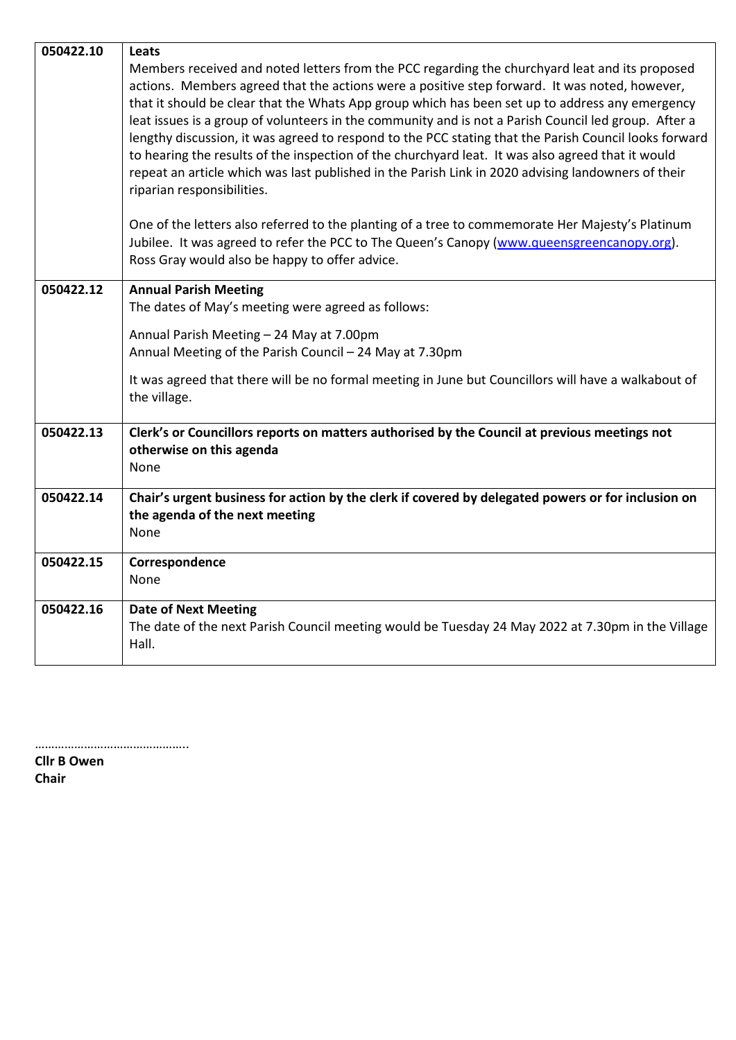| | |
|---|---|
| 050422.10 | **Leats**<br>Members received and noted letters from the PCC regarding the churchyard leat and its proposed actions. Members agreed that the actions were a positive step forward. It was noted, however, that it should be clear that the Whats App group which has been set up to address any emergency leat issues is a group of volunteers in the community and is not a Parish Council led group. After a lengthy discussion, it was agreed to respond to the PCC stating that the Parish Council looks forward to hearing the results of the inspection of the churchyard leat. It was also agreed that it would repeat an article which was last published in the Parish Link in 2020 advising landowners of their riparian responsibilities.<br><br>One of the letters also referred to the planting of a tree to commemorate Her Majesty's Platinum Jubilee. It was agreed to refer the PCC to The Queen's Canopy ([www.queensgreencanopy.org](www.queensgreencanopy.org)). Ross Gray would also be happy to offer advice. |
| 050422.12 | **Annual Parish Meeting**<br>The dates of May's meeting were agreed as follows:<br><br>Annual Parish Meeting – 24 May at 7.00pm<br>Annual Meeting of the Parish Council – 24 May at 7.30pm<br><br>It was agreed that there will be no formal meeting in June but Councillors will have a walkabout of the village. |
| 050422.13 | **Clerk's or Councillors reports on matters authorised by the Council at previous meetings not otherwise on this agenda**<br>None |
| 050422.14 | **Chair's urgent business for action by the clerk if covered by delegated powers or for inclusion on the agenda of the next meeting**<br>None |
| 050422.15 | **Correspondence**<br>None |
| 050422.16 | **Date of Next Meeting**<br>The date of the next Parish Council meeting would be Tuesday 24 May 2022 at 7.30pm in the Village Hall. |

………………………………………..

**Cllr B Owen**
**Chair**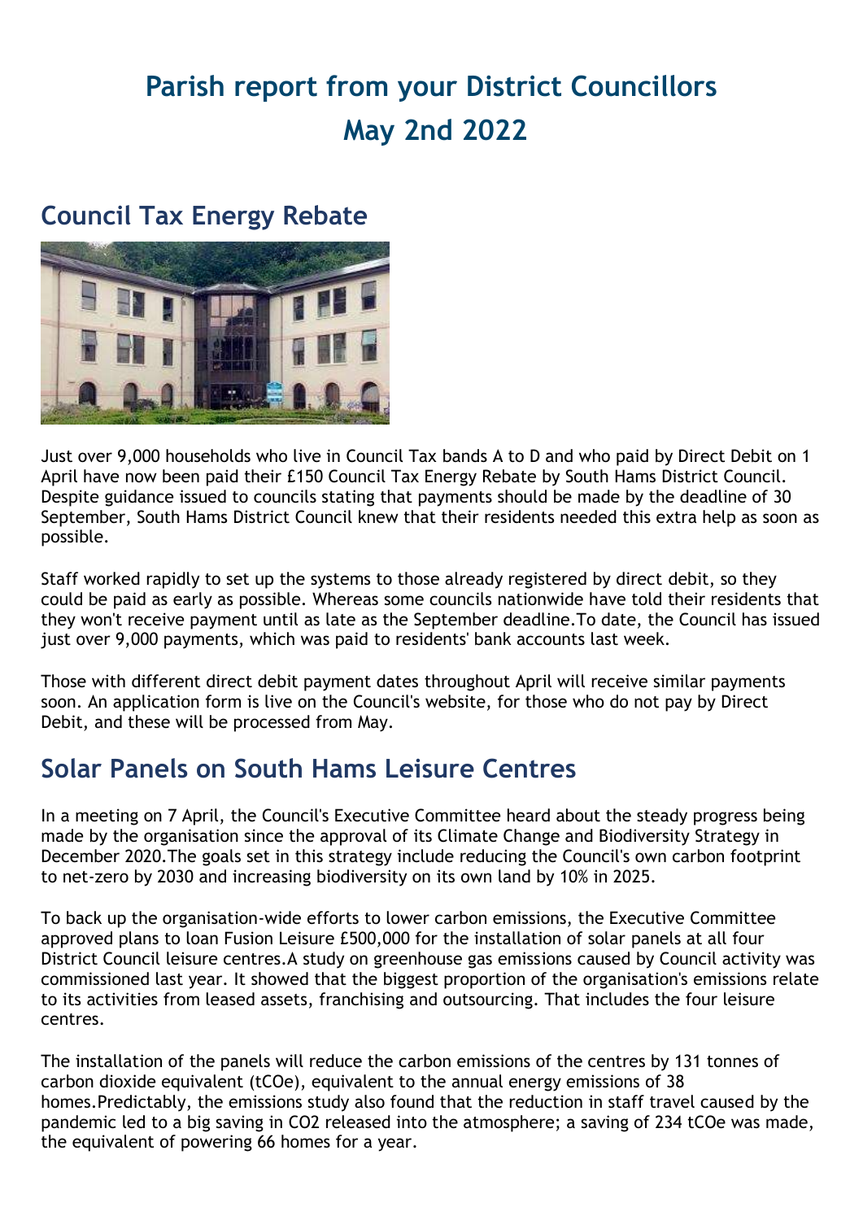# Parish report from your District Councillors May 2nd 2022

## Council Tax Energy Rebate

Just over 9,000 households who live in Council Tax bands A to D and who paid by Direct Debit on 1 April have now been paid their £150 Council Tax Energy Rebate by South Hams District Council. Despite guidance issued to councils stating that payments should be made by the deadline of 30 September, South Hams District Council knew that their residents needed this extra help as soon as possible.

Staff worked rapidly to set up the systems to those already registered by direct debit, so they could be paid as early as possible. Whereas some councils nationwide have told their residents that they won't receive payment until as late as the September deadline.To date, the Council has issued just over 9,000 payments, which was paid to residents' bank accounts last week.

Those with different direct debit payment dates throughout April will receive similar payments soon. An application form is live on the Council's website, for those who do not pay by Direct Debit, and these will be processed from May.

## Solar Panels on South Hams Leisure Centres

In a meeting on 7 April, the Council's Executive Committee heard about the steady progress being made by the organisation since the approval of its Climate Change and Biodiversity Strategy in December 2020.The goals set in this strategy include reducing the Council's own carbon footprint to net-zero by 2030 and increasing biodiversity on its own land by 10% in 2025.

To back up the organisation-wide efforts to lower carbon emissions, the Executive Committee approved plans to loan Fusion Leisure £500,000 for the installation of solar panels at all four District Council leisure centres.A study on greenhouse gas emissions caused by Council activity was commissioned last year. It showed that the biggest proportion of the organisation's emissions relate to its activities from leased assets, franchising and outsourcing. That includes the four leisure centres.

The installation of the panels will reduce the carbon emissions of the centres by 131 tonnes of carbon dioxide equivalent (tCOe), equivalent to the annual energy emissions of 38 homes.Predictably, the emissions study also found that the reduction in staff travel caused by the pandemic led to a big saving in $CO_2$ released into the atmosphere; a saving of 234 tCOe was made, the equivalent of powering 66 homes for a year.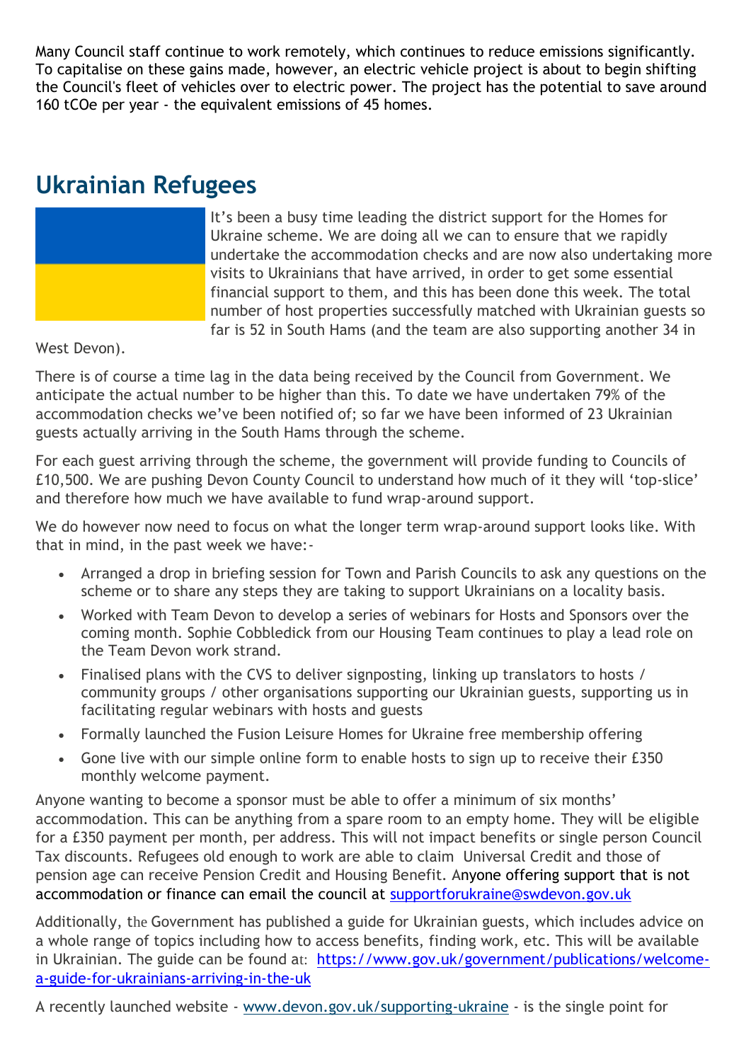Many Council staff continue to work remotely, which continues to reduce emissions significantly. To capitalise on these gains made, however, an electric vehicle project is about to begin shifting the Council's fleet of vehicles over to electric power. The project has the potential to save around 160 tCOe per year - the equivalent emissions of 45 homes.

## Ukrainian Refugees

It's been a busy time leading the district support for the Homes for Ukraine scheme. We are doing all we can to ensure that we rapidly undertake the accommodation checks and are now also undertaking more visits to Ukrainians that have arrived, in order to get some essential financial support to them, and this has been done this week. The total number of host properties successfully matched with Ukrainian guests so far is 52 in South Hams (and the team are also supporting another 34 in West Devon).

There is of course a time lag in the data being received by the Council from Government. We anticipate the actual number to be higher than this. To date we have undertaken 79% of the accommodation checks we've been notified of; so far we have been informed of 23 Ukrainian guests actually arriving in the South Hams through the scheme.

For each guest arriving through the scheme, the government will provide funding to Councils of £10,500. We are pushing Devon County Council to understand how much of it they will 'top-slice' and therefore how much we have available to fund wrap-around support.

We do however now need to focus on what the longer term wrap-around support looks like. With that in mind, in the past week we have:-

- Arranged a drop in briefing session for Town and Parish Councils to ask any questions on the scheme or to share any steps they are taking to support Ukrainians on a locality basis.
- Worked with Team Devon to develop a series of webinars for Hosts and Sponsors over the coming month. Sophie Cobbledick from our Housing Team continues to play a lead role on the Team Devon work strand.
- Finalised plans with the CVS to deliver signposting, linking up translators to hosts / community groups / other organisations supporting our Ukrainian guests, supporting us in facilitating regular webinars with hosts and guests
- Formally launched the Fusion Leisure Homes for Ukraine free membership offering
- Gone live with our simple online form to enable hosts to sign up to receive their £350 monthly welcome payment.

Anyone wanting to become a sponsor must be able to offer a minimum of six months' accommodation. This can be anything from a spare room to an empty home. They will be eligible for a £350 payment per month, per address. This will not impact benefits or single person Council Tax discounts. Refugees old enough to work are able to claim Universal Credit and those of pension age can receive Pension Credit and Housing Benefit. Anyone offering support that is not accommodation or finance can email the council at supportforukraine@swdevon.gov.uk

Additionally, the Government has published a guide for Ukrainian guests, which includes advice on a whole range of topics including how to access benefits, finding work, etc. This will be available in Ukrainian. The guide can be found at: https://www.gov.uk/government/publications/welcome-a-guide-for-ukrainians-arriving-in-the-uk

A recently launched website - www.devon.gov.uk/supporting-ukraine - is the single point for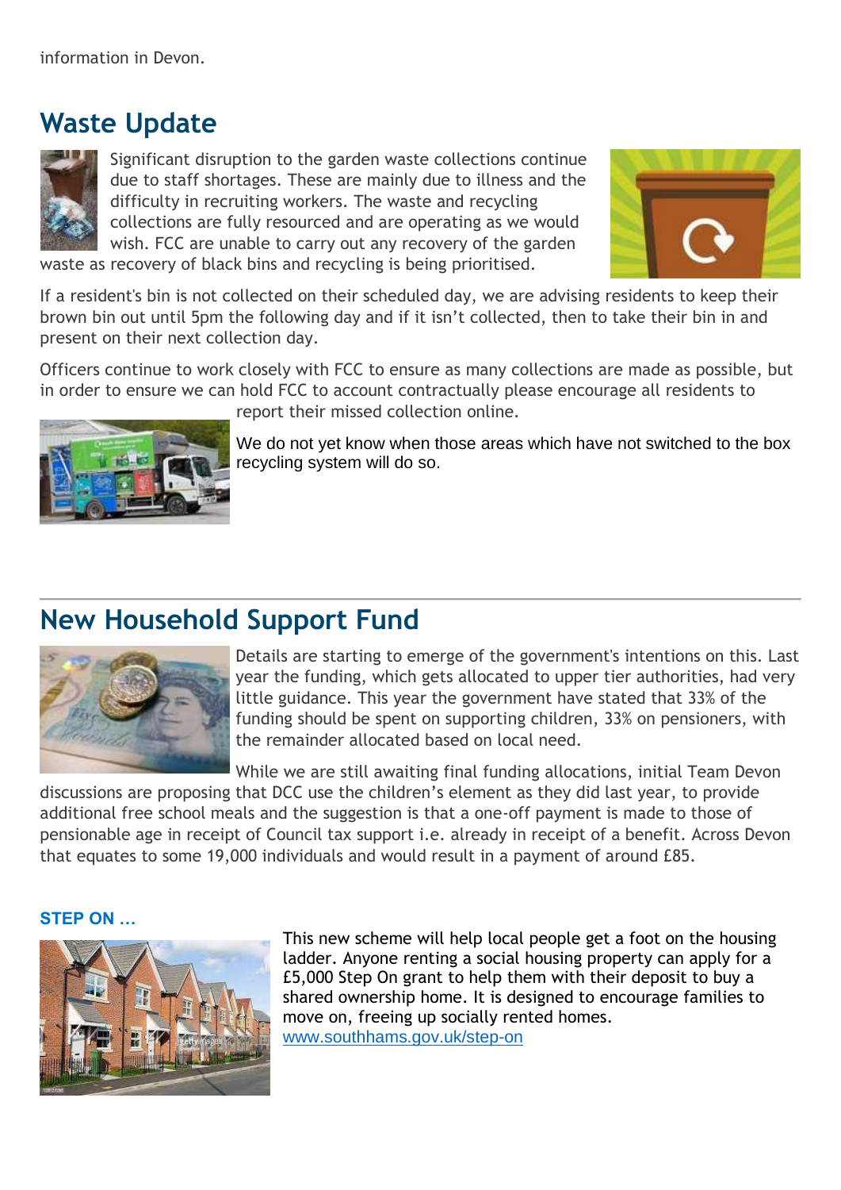information in Devon.

## Waste Update

Significant disruption to the garden waste collections continue due to staff shortages. These are mainly due to illness and the difficulty in recruiting workers. The waste and recycling collections are fully resourced and are operating as we would wish. FCC are unable to carry out any recovery of the garden waste as recovery of black bins and recycling is being prioritised.

If a resident's bin is not collected on their scheduled day, we are advising residents to keep their brown bin out until 5pm the following day and if it isn't collected, then to take their bin in and present on their next collection day.

Officers continue to work closely with FCC to ensure as many collections are made as possible, but in order to ensure we can hold FCC to account contractually please encourage all residents to report their missed collection online.

We do not yet know when those areas which have not switched to the box recycling system will do so.

## New Household Support Fund

Details are starting to emerge of the government's intentions on this. Last year the funding, which gets allocated to upper tier authorities, had very little guidance. This year the government have stated that 33% of the funding should be spent on supporting children, 33% on pensioners, with the remainder allocated based on local need.

While we are still awaiting final funding allocations, initial Team Devon discussions are proposing that DCC use the children's element as they did last year, to provide additional free school meals and the suggestion is that a one-off payment is made to those of pensionable age in receipt of Council tax support i.e. already in receipt of a benefit. Across Devon that equates to some 19,000 individuals and would result in a payment of around £85.

### STEP ON …

This new scheme will help local people get a foot on the housing ladder. Anyone renting a social housing property can apply for a £5,000 Step On grant to help them with their deposit to buy a shared ownership home. It is designed to encourage families to move on, freeing up socially rented homes.
www.southhams.gov.uk/step-on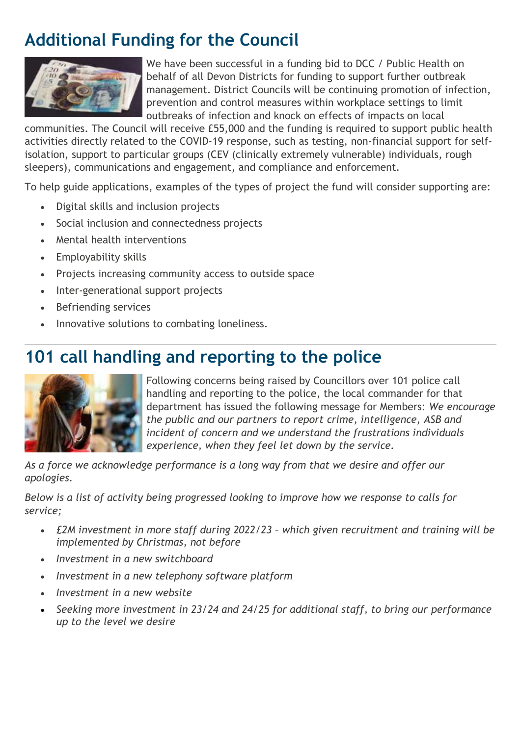## Additional Funding for the Council

We have been successful in a funding bid to DCC / Public Health on behalf of all Devon Districts for funding to support further outbreak management. District Councils will be continuing promotion of infection, prevention and control measures within workplace settings to limit outbreaks of infection and knock on effects of impacts on local communities. The Council will receive £55,000 and the funding is required to support public health activities directly related to the COVID-19 response, such as testing, non-financial support for self-isolation, support to particular groups (CEV (clinically extremely vulnerable) individuals, rough sleepers), communications and engagement, and compliance and enforcement.

To help guide applications, examples of the types of project the fund will consider supporting are:

- Digital skills and inclusion projects
- Social inclusion and connectedness projects
- Mental health interventions
- Employability skills
- Projects increasing community access to outside space
- Inter-generational support projects
- Befriending services
- Innovative solutions to combating loneliness.

---

## 101 call handling and reporting to the police

Following concerns being raised by Councillors over 101 police call handling and reporting to the police, the local commander for that department has issued the following message for Members: *We encourage the public and our partners to report crime, intelligence, ASB and incident of concern and we understand the frustrations individuals experience, when they feel let down by the service.*

*As a force we acknowledge performance is a long way from that we desire and offer our apologies.*

*Below is a list of activity being progressed looking to improve how we response to calls for service;*

- *£2M investment in more staff during 2022/23 – which given recruitment and training will be implemented by Christmas, not before*
- *Investment in a new switchboard*
- *Investment in a new telephony software platform*
- *Investment in a new website*
- *Seeking more investment in 23/24 and 24/25 for additional staff, to bring our performance up to the level we desire*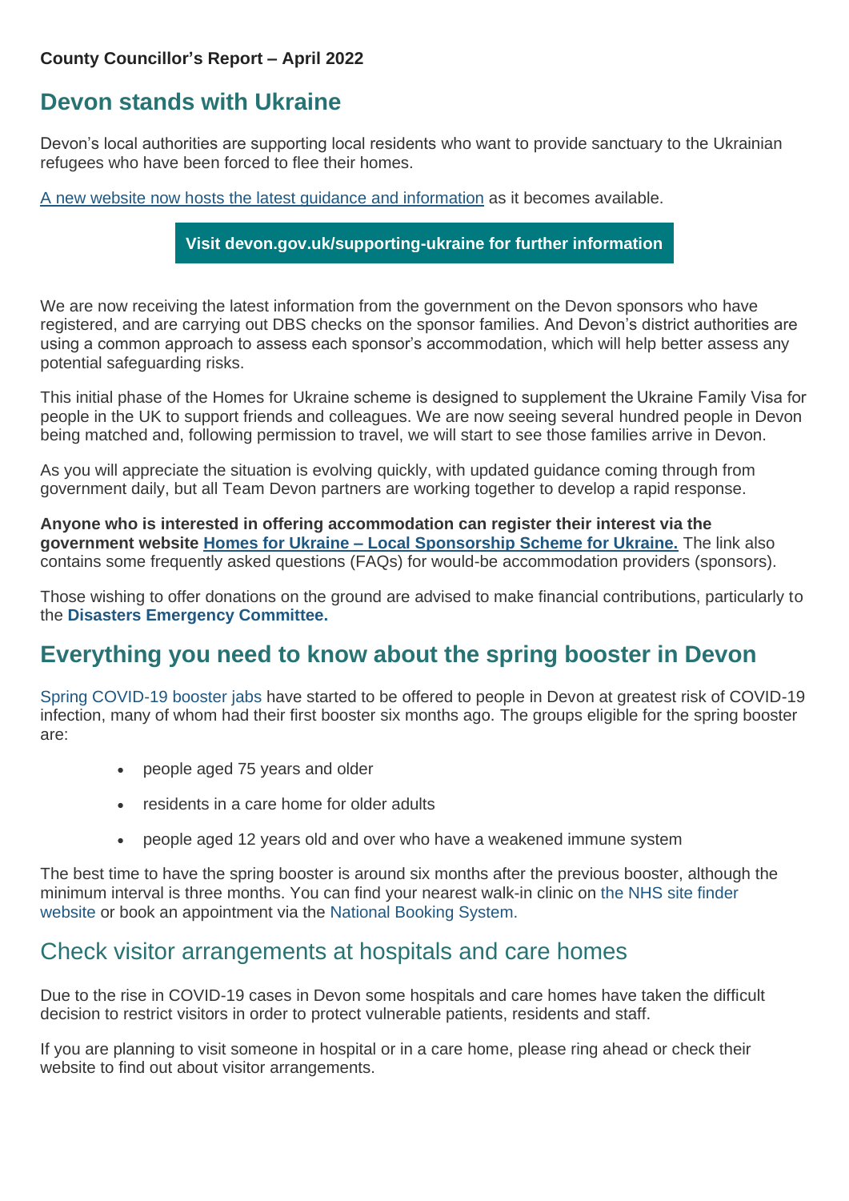**County Councillor's Report – April 2022**

## Devon stands with Ukraine

Devon's local authorities are supporting local residents who want to provide sanctuary to the Ukrainian refugees who have been forced to flee their homes.

A new website now hosts the latest guidance and information as it becomes available.

**Visit devon.gov.uk/supporting-ukraine for further information**

We are now receiving the latest information from the government on the Devon sponsors who have registered, and are carrying out DBS checks on the sponsor families. And Devon's district authorities are using a common approach to assess each sponsor's accommodation, which will help better assess any potential safeguarding risks.

This initial phase of the Homes for Ukraine scheme is designed to supplement the Ukraine Family Visa for people in the UK to support friends and colleagues. We are now seeing several hundred people in Devon being matched and, following permission to travel, we will start to see those families arrive in Devon.

As you will appreciate the situation is evolving quickly, with updated guidance coming through from government daily, but all Team Devon partners are working together to develop a rapid response.

**Anyone who is interested in offering accommodation can register their interest via the government website Homes for Ukraine – Local Sponsorship Scheme for Ukraine.** The link also contains some frequently asked questions (FAQs) for would-be accommodation providers (sponsors).

Those wishing to offer donations on the ground are advised to make financial contributions, particularly to the **Disasters Emergency Committee.**

## Everything you need to know about the spring booster in Devon

Spring COVID-19 booster jabs have started to be offered to people in Devon at greatest risk of COVID-19 infection, many of whom had their first booster six months ago. The groups eligible for the spring booster are:

- people aged 75 years and older
- residents in a care home for older adults
- people aged 12 years old and over who have a weakened immune system

The best time to have the spring booster is around six months after the previous booster, although the minimum interval is three months. You can find your nearest walk-in clinic on the NHS site finder website or book an appointment via the National Booking System.

## Check visitor arrangements at hospitals and care homes

Due to the rise in COVID-19 cases in Devon some hospitals and care homes have taken the difficult decision to restrict visitors in order to protect vulnerable patients, residents and staff.

If you are planning to visit someone in hospital or in a care home, please ring ahead or check their website to find out about visitor arrangements.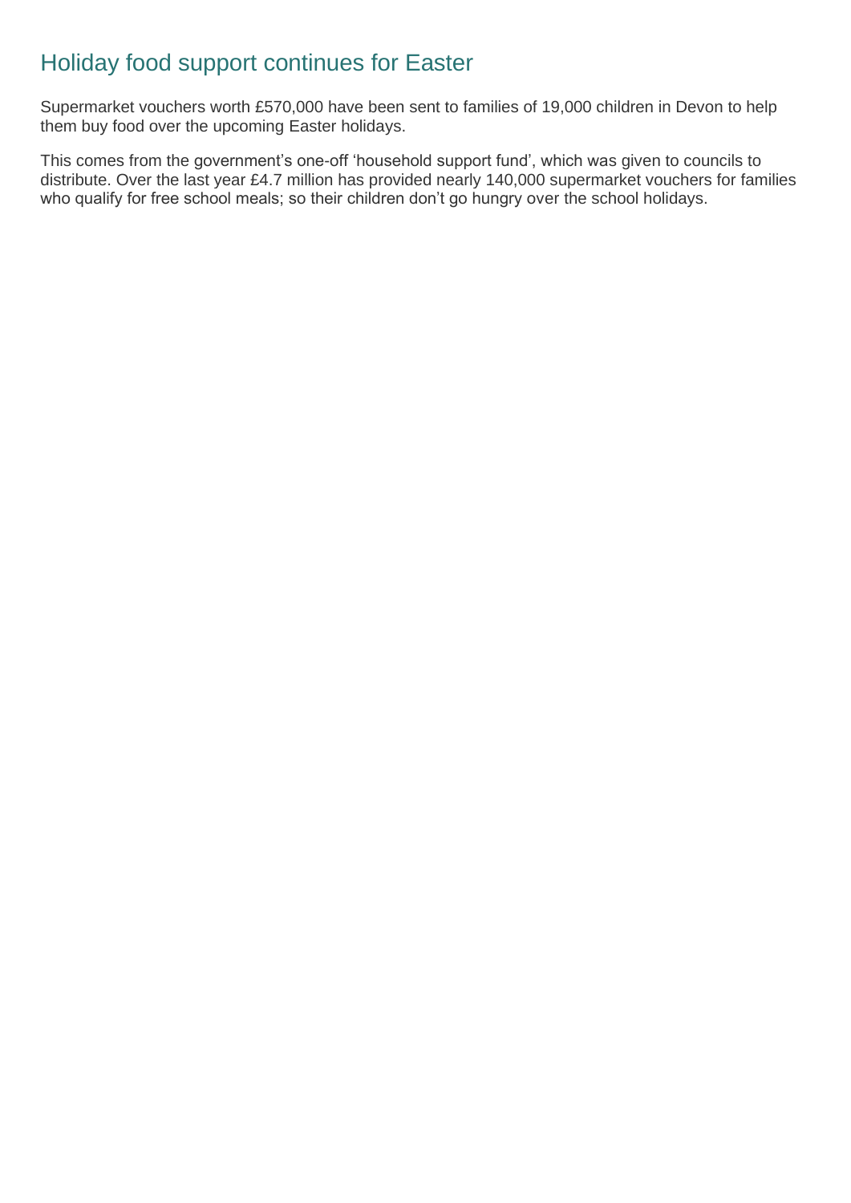## Holiday food support continues for Easter

Supermarket vouchers worth £570,000 have been sent to families of 19,000 children in Devon to help them buy food over the upcoming Easter holidays.

This comes from the government's one-off 'household support fund', which was given to councils to distribute. Over the last year £4.7 million has provided nearly 140,000 supermarket vouchers for families who qualify for free school meals; so their children don't go hungry over the school holidays.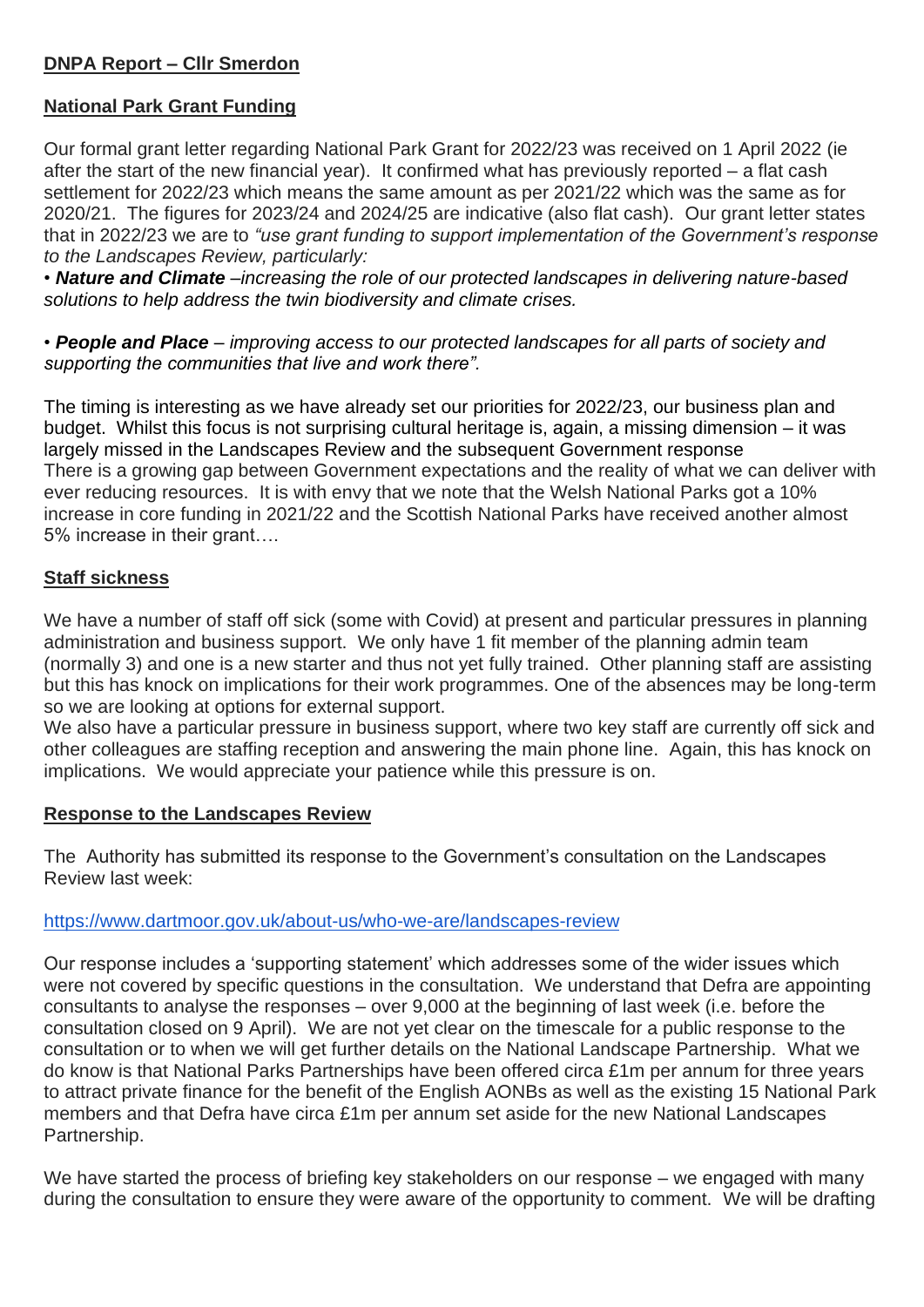## DNPA Report – Cllr Smerdon

### National Park Grant Funding

Our formal grant letter regarding National Park Grant for 2022/23 was received on 1 April 2022 (ie after the start of the new financial year). It confirmed what has previously reported – a flat cash settlement for 2022/23 which means the same amount as per 2021/22 which was the same as for 2020/21. The figures for 2023/24 and 2024/25 are indicative (also flat cash). Our grant letter states that in 2022/23 we are to *"use grant funding to support implementation of the Government's response to the Landscapes Review, particularly:*

• ***Nature and Climate*** *–increasing the role of our protected landscapes in delivering nature-based solutions to help address the twin biodiversity and climate crises.*

• ***People and Place*** *– improving access to our protected landscapes for all parts of society and supporting the communities that live and work there".*

The timing is interesting as we have already set our priorities for 2022/23, our business plan and budget. Whilst this focus is not surprising cultural heritage is, again, a missing dimension – it was largely missed in the Landscapes Review and the subsequent Government response
There is a growing gap between Government expectations and the reality of what we can deliver with ever reducing resources. It is with envy that we note that the Welsh National Parks got a 10% increase in core funding in 2021/22 and the Scottish National Parks have received another almost 5% increase in their grant….

### Staff sickness

We have a number of staff off sick (some with Covid) at present and particular pressures in planning administration and business support. We only have 1 fit member of the planning admin team (normally 3) and one is a new starter and thus not yet fully trained. Other planning staff are assisting but this has knock on implications for their work programmes. One of the absences may be long-term so we are looking at options for external support.
We also have a particular pressure in business support, where two key staff are currently off sick and other colleagues are staffing reception and answering the main phone line. Again, this has knock on implications. We would appreciate your patience while this pressure is on.

### Response to the Landscapes Review

The Authority has submitted its response to the Government's consultation on the Landscapes Review last week:

https://www.dartmoor.gov.uk/about-us/who-we-are/landscapes-review

Our response includes a 'supporting statement' which addresses some of the wider issues which were not covered by specific questions in the consultation. We understand that Defra are appointing consultants to analyse the responses – over 9,000 at the beginning of last week (i.e. before the consultation closed on 9 April). We are not yet clear on the timescale for a public response to the consultation or to when we will get further details on the National Landscape Partnership. What we do know is that National Parks Partnerships have been offered circa £1m per annum for three years to attract private finance for the benefit of the English AONBs as well as the existing 15 National Park members and that Defra have circa £1m per annum set aside for the new National Landscapes Partnership.

We have started the process of briefing key stakeholders on our response – we engaged with many during the consultation to ensure they were aware of the opportunity to comment. We will be drafting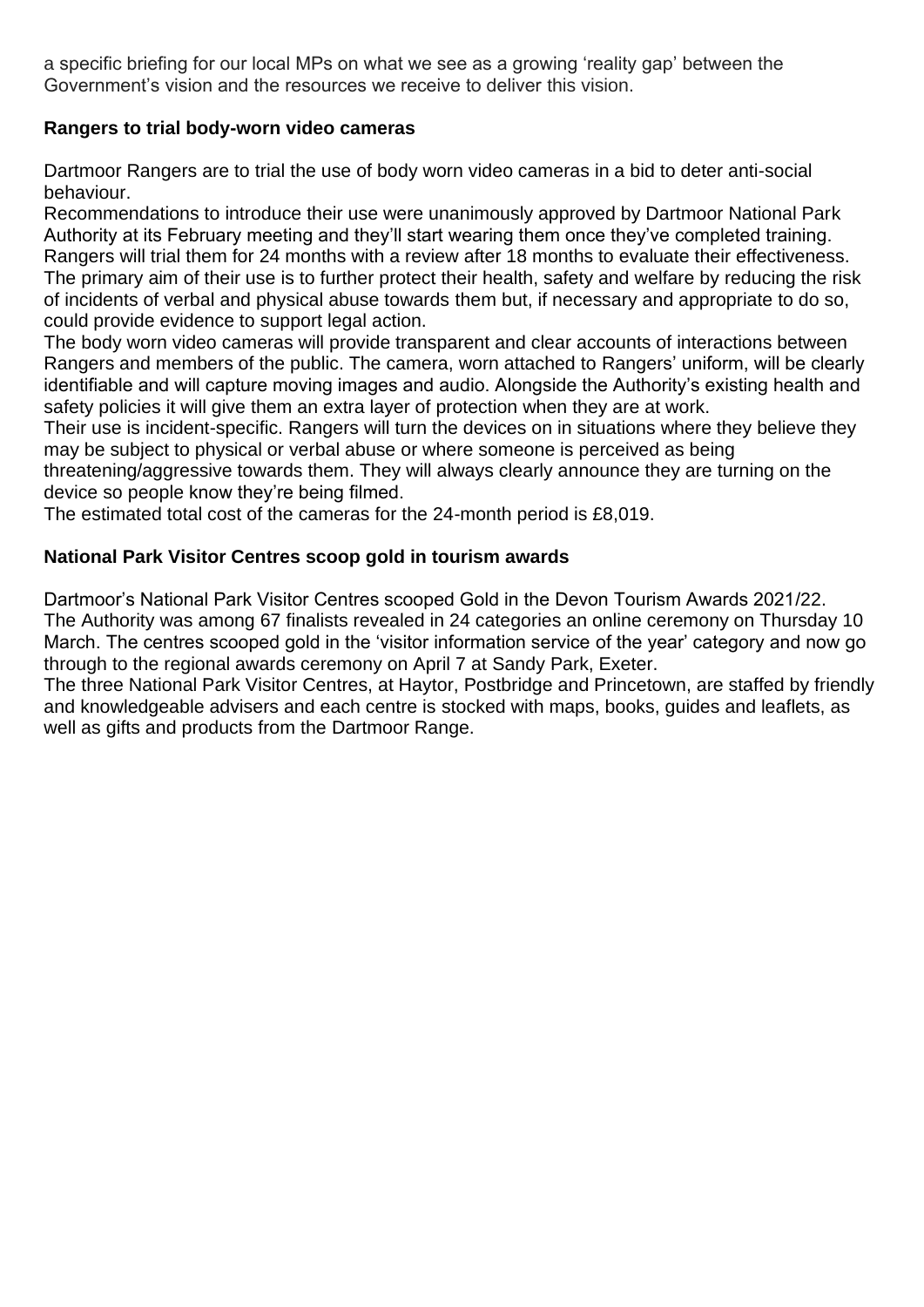a specific briefing for our local MPs on what we see as a growing 'reality gap' between the Government's vision and the resources we receive to deliver this vision.

**Rangers to trial body-worn video cameras**

Dartmoor Rangers are to trial the use of body worn video cameras in a bid to deter anti-social behaviour.

Recommendations to introduce their use were unanimously approved by Dartmoor National Park Authority at its February meeting and they'll start wearing them once they've completed training.

Rangers will trial them for 24 months with a review after 18 months to evaluate their effectiveness.

The primary aim of their use is to further protect their health, safety and welfare by reducing the risk of incidents of verbal and physical abuse towards them but, if necessary and appropriate to do so, could provide evidence to support legal action.

The body worn video cameras will provide transparent and clear accounts of interactions between Rangers and members of the public. The camera, worn attached to Rangers' uniform, will be clearly identifiable and will capture moving images and audio. Alongside the Authority's existing health and safety policies it will give them an extra layer of protection when they are at work.

Their use is incident-specific. Rangers will turn the devices on in situations where they believe they may be subject to physical or verbal abuse or where someone is perceived as being threatening/aggressive towards them. They will always clearly announce they are turning on the device so people know they're being filmed.

The estimated total cost of the cameras for the 24-month period is £8,019.

**National Park Visitor Centres scoop gold in tourism awards**

Dartmoor's National Park Visitor Centres scooped Gold in the Devon Tourism Awards 2021/22.

The Authority was among 67 finalists revealed in 24 categories an online ceremony on Thursday 10 March. The centres scooped gold in the 'visitor information service of the year' category and now go through to the regional awards ceremony on April 7 at Sandy Park, Exeter.

The three National Park Visitor Centres, at Haytor, Postbridge and Princetown, are staffed by friendly and knowledgeable advisers and each centre is stocked with maps, books, guides and leaflets, as well as gifts and products from the Dartmoor Range.